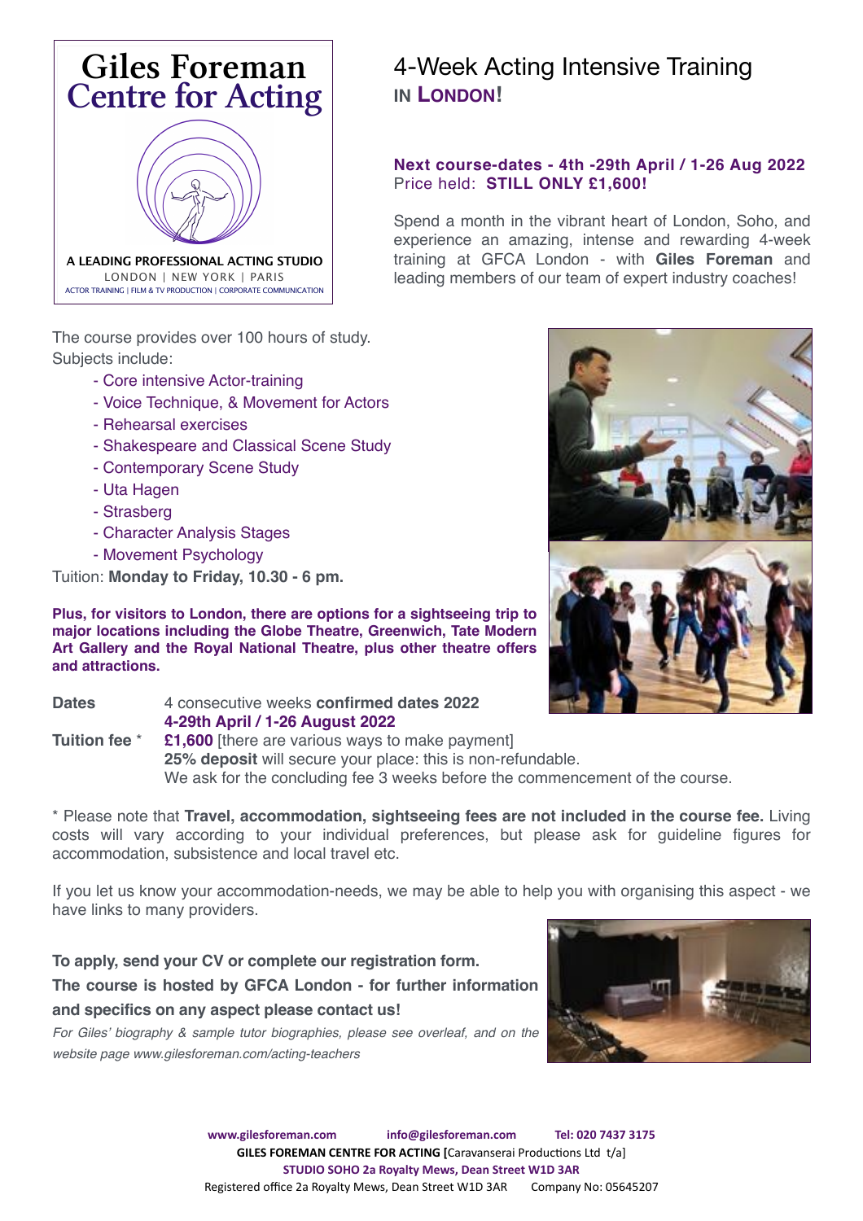# Giles Foreman Centre for Acting

**A LEADING PROFESSIONAL ACTING STUDIO**

LONDON | NEW YORK | PARIS

ACTOR TRAINING | FILM & TV PRODUCTION | CORPORATE COMMUNICATION

# 4-Week Acting Intensive Training

## IN LONDON!

**Next course-dates - 4th -29th April / 1-26 Aug 2022**
Price held: **STILL ONLY £1,600!**

Spend a month in the vibrant heart of London, Soho, and experience an amazing, intense and rewarding 4-week training at GFCA London - with **Giles Foreman** and leading members of our team of expert industry coaches!

The course provides over 100 hours of study. Subjects include:

- Core intensive Actor-training
- Voice Technique, & Movement for Actors
- Rehearsal exercises
- Shakespeare and Classical Scene Study
- Contemporary Scene Study
- Uta Hagen
- Strasberg
- Character Analysis Stages
- Movement Psychology

Tuition: **Monday to Friday, 10.30 - 6 pm.**

**Plus, for visitors to London, there are options for a sightseeing trip to major locations including the Globe Theatre, Greenwich, Tate Modern Art Gallery and the Royal National Theatre, plus other theatre offers and attractions.**

**Dates** 4 consecutive weeks **confirmed dates 2022**
**4-29th April / 1-26 August 2022**

**Tuition fee** * **£1,600** [there are various ways to make payment]
**25% deposit** will secure your place: this is non-refundable.
We ask for the concluding fee 3 weeks before the commencement of the course.

* Please note that **Travel, accommodation, sightseeing fees are not included in the course fee.** Living costs will vary according to your individual preferences, but please ask for guideline figures for accommodation, subsistence and local travel etc.

If you let us know your accommodation-needs, we may be able to help you with organising this aspect - we have links to many providers.

**To apply, send your CV or complete our registration form.**
**The course is hosted by GFCA London - for further information and specifics on any aspect please contact us!**

*For Giles' biography & sample tutor biographies, please see overleaf, and on the website page www.gilesforeman.com/acting-teachers*

**www.gilesforeman.com** **info@gilesforeman.com** **Tel: 020 7437 3175**
**GILES FOREMAN CENTRE FOR ACTING [**Caravanserai Productions Ltd t/a]
**STUDIO SOHO 2a Royalty Mews, Dean Street W1D 3AR**
Registered office 2a Royalty Mews, Dean Street W1D 3AR Company No: 05645207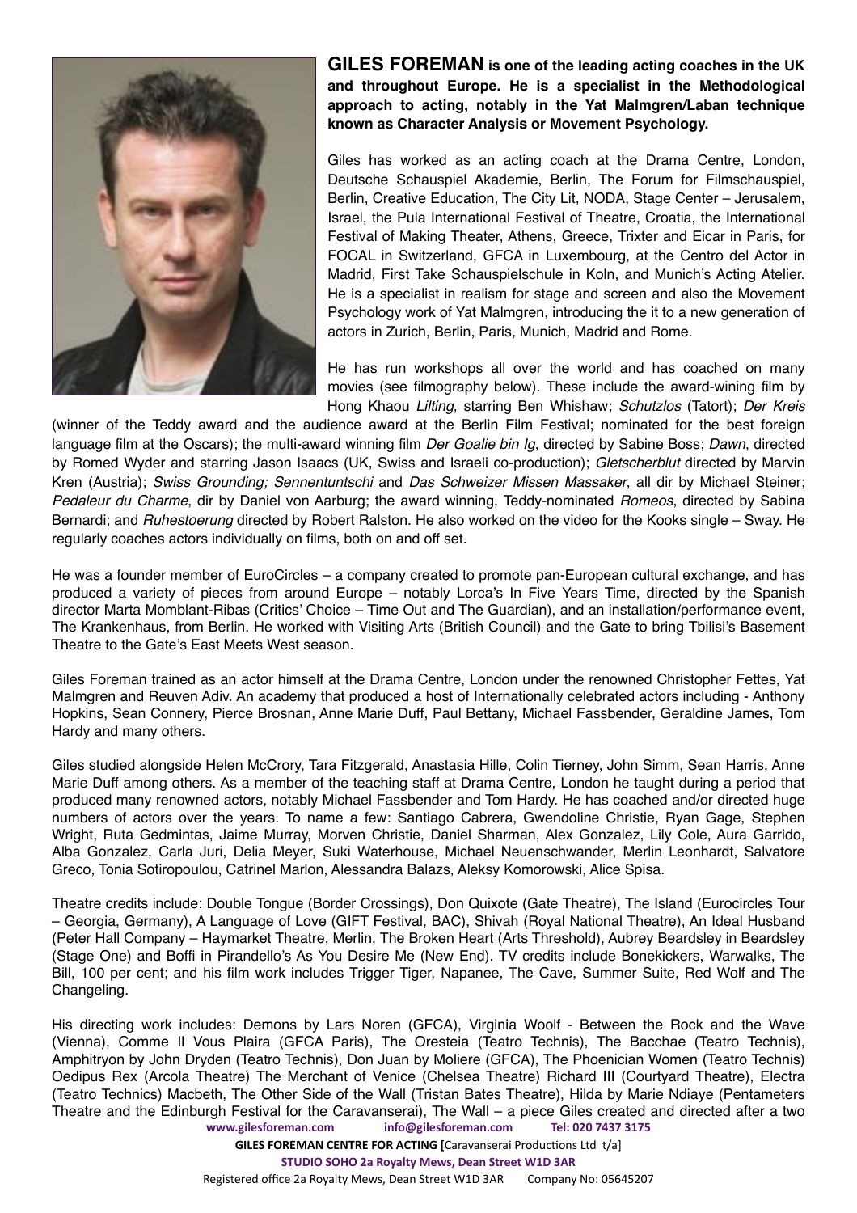**GILES FOREMAN is one of the leading acting coaches in the UK and throughout Europe. He is a specialist in the Methodological approach to acting, notably in the Yat Malmgren/Laban technique known as Character Analysis or Movement Psychology.**

Giles has worked as an acting coach at the Drama Centre, London, Deutsche Schauspiel Akademie, Berlin, The Forum for Filmschauspiel, Berlin, Creative Education, The City Lit, NODA, Stage Center – Jerusalem, Israel, the Pula International Festival of Theatre, Croatia, the International Festival of Making Theater, Athens, Greece, Trixter and Eicar in Paris, for FOCAL in Switzerland, GFCA in Luxembourg, at the Centro del Actor in Madrid, First Take Schauspielschule in Koln, and Munich's Acting Atelier. He is a specialist in realism for stage and screen and also the Movement Psychology work of Yat Malmgren, introducing the it to a new generation of actors in Zurich, Berlin, Paris, Munich, Madrid and Rome.

He has run workshops all over the world and has coached on many movies (see filmography below). These include the award-wining film by Hong Khaou *Lilting*, starring Ben Whishaw; *Schutzlos* (Tatort); *Der Kreis* (winner of the Teddy award and the audience award at the Berlin Film Festival; nominated for the best foreign language film at the Oscars); the multi-award winning film *Der Goalie bin Ig*, directed by Sabine Boss; *Dawn*, directed by Romed Wyder and starring Jason Isaacs (UK, Swiss and Israeli co-production); *Gletscherblut* directed by Marvin Kren (Austria); *Swiss Grounding; Sennentuntschi* and *Das Schweizer Missen Massaker*, all dir by Michael Steiner; *Pedaleur du Charme*, dir by Daniel von Aarburg; the award winning, Teddy-nominated *Romeos*, directed by Sabina Bernardi; and *Ruhestoerung* directed by Robert Ralston. He also worked on the video for the Kooks single – Sway. He regularly coaches actors individually on films, both on and off set.

He was a founder member of EuroCircles – a company created to promote pan-European cultural exchange, and has produced a variety of pieces from around Europe – notably Lorca's In Five Years Time, directed by the Spanish director Marta Momblant-Ribas (Critics' Choice – Time Out and The Guardian), and an installation/performance event, The Krankenhaus, from Berlin. He worked with Visiting Arts (British Council) and the Gate to bring Tbilisi's Basement Theatre to the Gate's East Meets West season.

Giles Foreman trained as an actor himself at the Drama Centre, London under the renowned Christopher Fettes, Yat Malmgren and Reuven Adiv. An academy that produced a host of Internationally celebrated actors including - Anthony Hopkins, Sean Connery, Pierce Brosnan, Anne Marie Duff, Paul Bettany, Michael Fassbender, Geraldine James, Tom Hardy and many others.

Giles studied alongside Helen McCrory, Tara Fitzgerald, Anastasia Hille, Colin Tierney, John Simm, Sean Harris, Anne Marie Duff among others. As a member of the teaching staff at Drama Centre, London he taught during a period that produced many renowned actors, notably Michael Fassbender and Tom Hardy. He has coached and/or directed huge numbers of actors over the years. To name a few: Santiago Cabrera, Gwendoline Christie, Ryan Gage, Stephen Wright, Ruta Gedmintas, Jaime Murray, Morven Christie, Daniel Sharman, Alex Gonzalez, Lily Cole, Aura Garrido, Alba Gonzalez, Carla Juri, Delia Meyer, Suki Waterhouse, Michael Neuenschwander, Merlin Leonhardt, Salvatore Greco, Tonia Sotiropoulou, Catrinel Marlon, Alessandra Balazs, Aleksy Komorowski, Alice Spisa.

Theatre credits include: Double Tongue (Border Crossings), Don Quixote (Gate Theatre), The Island (Eurocircles Tour – Georgia, Germany), A Language of Love (GIFT Festival, BAC), Shivah (Royal National Theatre), An Ideal Husband (Peter Hall Company – Haymarket Theatre, Merlin, The Broken Heart (Arts Threshold), Aubrey Beardsley in Beardsley (Stage One) and Boffi in Pirandello's As You Desire Me (New End). TV credits include Bonekickers, Warwalks, The Bill, 100 per cent; and his film work includes Trigger Tiger, Napanee, The Cave, Summer Suite, Red Wolf and The Changeling.

His directing work includes: Demons by Lars Noren (GFCA), Virginia Woolf - Between the Rock and the Wave (Vienna), Comme Il Vous Plaira (GFCA Paris), The Oresteia (Teatro Technis), The Bacchae (Teatro Technis), Amphitryon by John Dryden (Teatro Technis), Don Juan by Moliere (GFCA), The Phoenician Women (Teatro Technis) Oedipus Rex (Arcola Theatre) The Merchant of Venice (Chelsea Theatre) Richard III (Courtyard Theatre), Electra (Teatro Technics) Macbeth, The Other Side of the Wall (Tristan Bates Theatre), Hilda by Marie Ndiaye (Pentameters Theatre and the Edinburgh Festival for the Caravanserai), The Wall – a piece Giles created and directed after a two

**www.gilesforeman.com** **info@gilesforeman.com** **Tel: 020 7437 3175**

**GILES FOREMAN CENTRE FOR ACTING [**Caravanserai Productions Ltd t/a]

**STUDIO SOHO 2a Royalty Mews, Dean Street W1D 3AR**

Registered office 2a Royalty Mews, Dean Street W1D 3AR Company No: 05645207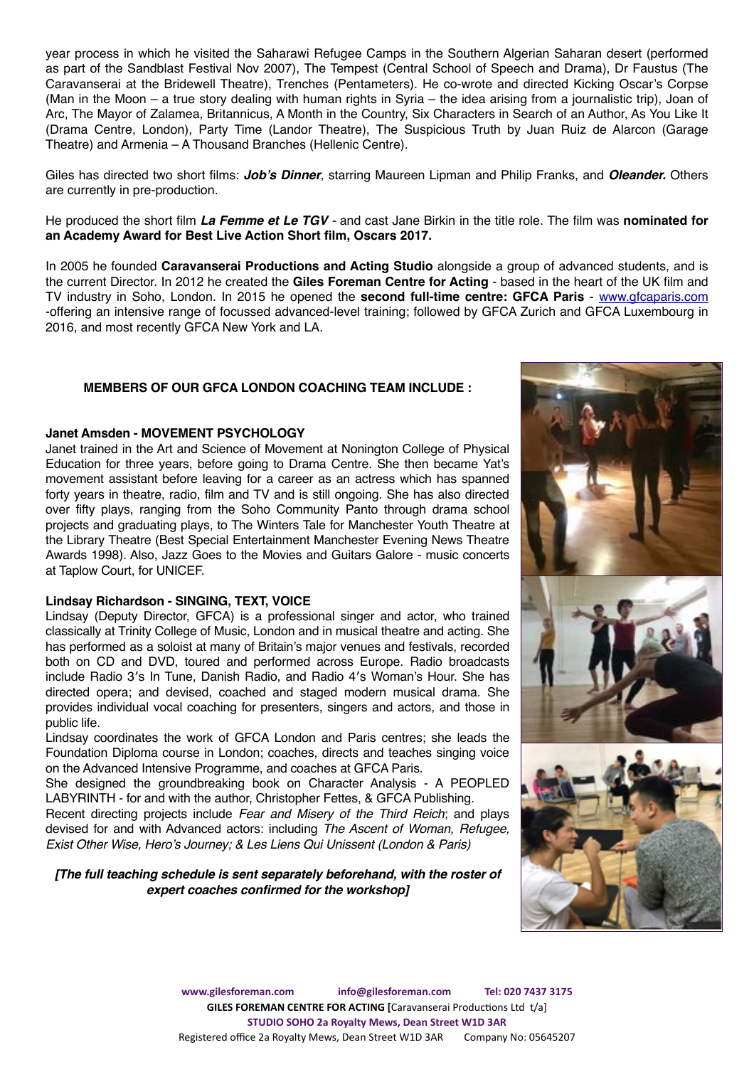year process in which he visited the Saharawi Refugee Camps in the Southern Algerian Saharan desert (performed as part of the Sandblast Festival Nov 2007), The Tempest (Central School of Speech and Drama), Dr Faustus (The Caravanserai at the Bridewell Theatre), Trenches (Pentameters). He co-wrote and directed Kicking Oscar's Corpse (Man in the Moon – a true story dealing with human rights in Syria – the idea arising from a journalistic trip), Joan of Arc, The Mayor of Zalamea, Britannicus, A Month in the Country, Six Characters in Search of an Author, As You Like It (Drama Centre, London), Party Time (Landor Theatre), The Suspicious Truth by Juan Ruiz de Alarcon (Garage Theatre) and Armenia – A Thousand Branches (Hellenic Centre).

Giles has directed two short films: ***Job's Dinner***, starring Maureen Lipman and Philip Franks, and ***Oleander.*** Others are currently in pre-production.

He produced the short film ***La Femme et Le TGV*** - and cast Jane Birkin in the title role. The film was **nominated for an Academy Award for Best Live Action Short film, Oscars 2017.**

In 2005 he founded **Caravanserai Productions and Acting Studio** alongside a group of advanced students, and is the current Director. In 2012 he created the **Giles Foreman Centre for Acting** - based in the heart of the UK film and TV industry in Soho, London. In 2015 he opened the **second full-time centre: GFCA Paris** - www.gfcaparis.com -offering an intensive range of focussed advanced-level training; followed by GFCA Zurich and GFCA Luxembourg in 2016, and most recently GFCA New York and LA.

**MEMBERS OF OUR GFCA LONDON COACHING TEAM INCLUDE :**

**Janet Amsden - MOVEMENT PSYCHOLOGY**

Janet trained in the Art and Science of Movement at Nonington College of Physical Education for three years, before going to Drama Centre. She then became Yat's movement assistant before leaving for a career as an actress which has spanned forty years in theatre, radio, film and TV and is still ongoing. She has also directed over fifty plays, ranging from the Soho Community Panto through drama school projects and graduating plays, to The Winters Tale for Manchester Youth Theatre at the Library Theatre (Best Special Entertainment Manchester Evening News Theatre Awards 1998). Also, Jazz Goes to the Movies and Guitars Galore - music concerts at Taplow Court, for UNICEF.

**Lindsay Richardson - SINGING, TEXT, VOICE**

Lindsay (Deputy Director, GFCA) is a professional singer and actor, who trained classically at Trinity College of Music, London and in musical theatre and acting. She has performed as a soloist at many of Britain's major venues and festivals, recorded both on CD and DVD, toured and performed across Europe. Radio broadcasts include Radio 3's In Tune, Danish Radio, and Radio 4's Woman's Hour. She has directed opera; and devised, coached and staged modern musical drama. She provides individual vocal coaching for presenters, singers and actors, and those in public life.

Lindsay coordinates the work of GFCA London and Paris centres; she leads the Foundation Diploma course in London; coaches, directs and teaches singing voice on the Advanced Intensive Programme, and coaches at GFCA Paris.

She designed the groundbreaking book on Character Analysis - A PEOPLED LABYRINTH - for and with the author, Christopher Fettes, & GFCA Publishing.

Recent directing projects include *Fear and Misery of the Third Reich*; and plays devised for and with Advanced actors: including *The Ascent of Woman, Refugee, Exist Other Wise, Hero's Journey; & Les Liens Qui Unissent (London & Paris)*

***[The full teaching schedule is sent separately beforehand, with the roster of expert coaches confirmed for the workshop]***

**www.gilesforeman.com** **info@gilesforeman.com** **Tel: 020 7437 3175**
**GILES FOREMAN CENTRE FOR ACTING [**Caravanserai Productions Ltd t/a]
**STUDIO SOHO 2a Royalty Mews, Dean Street W1D 3AR**
Registered office 2a Royalty Mews, Dean Street W1D 3AR Company No: 05645207